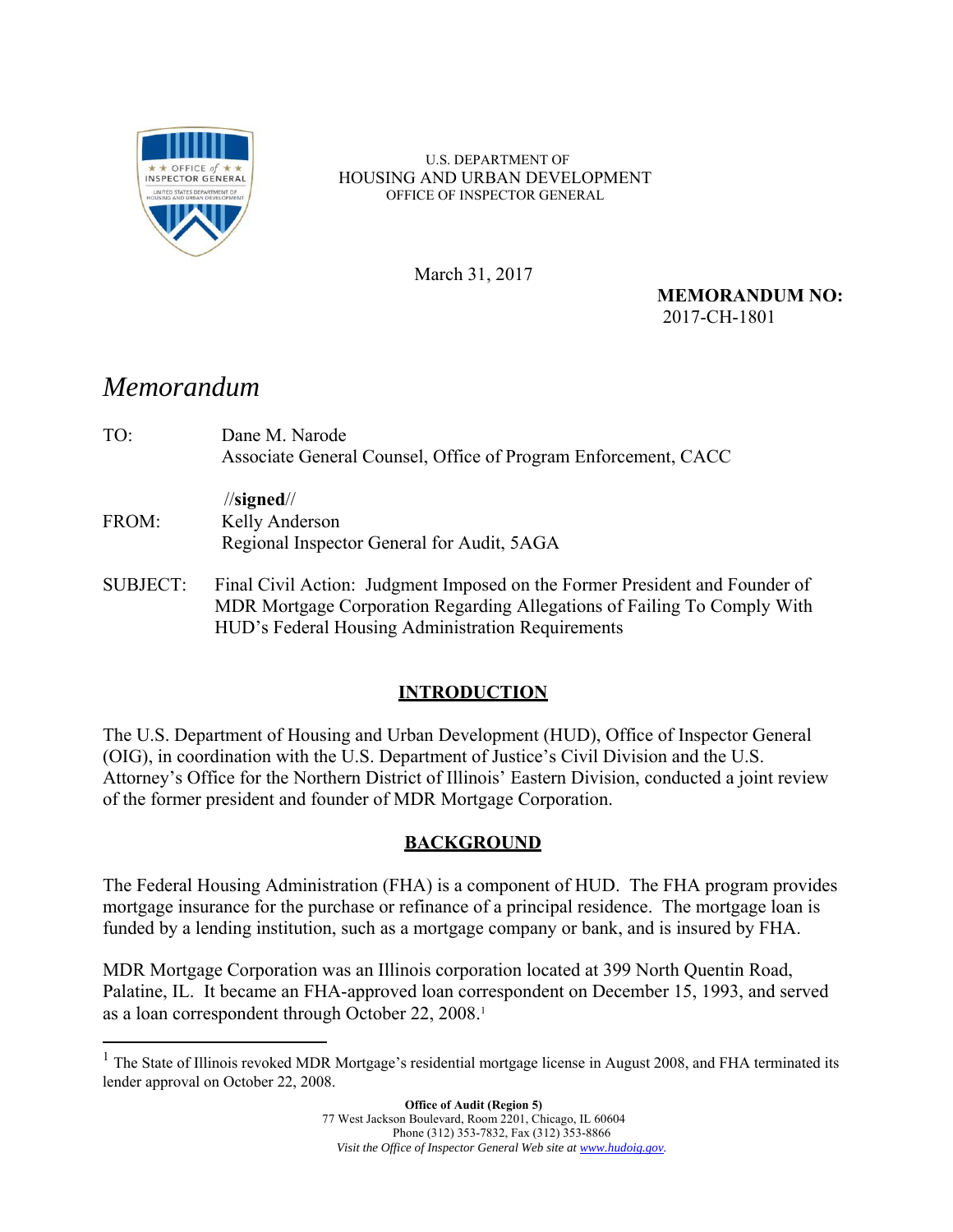U.S. DEPARTMENT OF
HOUSING AND URBAN DEVELOPMENT
OFFICE OF INSPECTOR GENERAL

March 31, 2017

**MEMORANDUM NO:**
2017-CH-1801

# *Memorandum*

TO: Dane M. Narode
Associate General Counsel, Office of Program Enforcement, CACC

//**signed**//

FROM: Kelly Anderson
Regional Inspector General for Audit, 5AGA

SUBJECT: Final Civil Action: Judgment Imposed on the Former President and Founder of MDR Mortgage Corporation Regarding Allegations of Failing To Comply With HUD's Federal Housing Administration Requirements

## INTRODUCTION

The U.S. Department of Housing and Urban Development (HUD), Office of Inspector General (OIG), in coordination with the U.S. Department of Justice's Civil Division and the U.S. Attorney's Office for the Northern District of Illinois' Eastern Division, conducted a joint review of the former president and founder of MDR Mortgage Corporation.

## BACKGROUND

The Federal Housing Administration (FHA) is a component of HUD. The FHA program provides mortgage insurance for the purchase or refinance of a principal residence. The mortgage loan is funded by a lending institution, such as a mortgage company or bank, and is insured by FHA.

MDR Mortgage Corporation was an Illinois corporation located at 399 North Quentin Road, Palatine, IL. It became an FHA-approved loan correspondent on December 15, 1993, and served as a loan correspondent through October 22, 2008.[1]

[1] The State of Illinois revoked MDR Mortgage's residential mortgage license in August 2008, and FHA terminated its lender approval on October 22, 2008.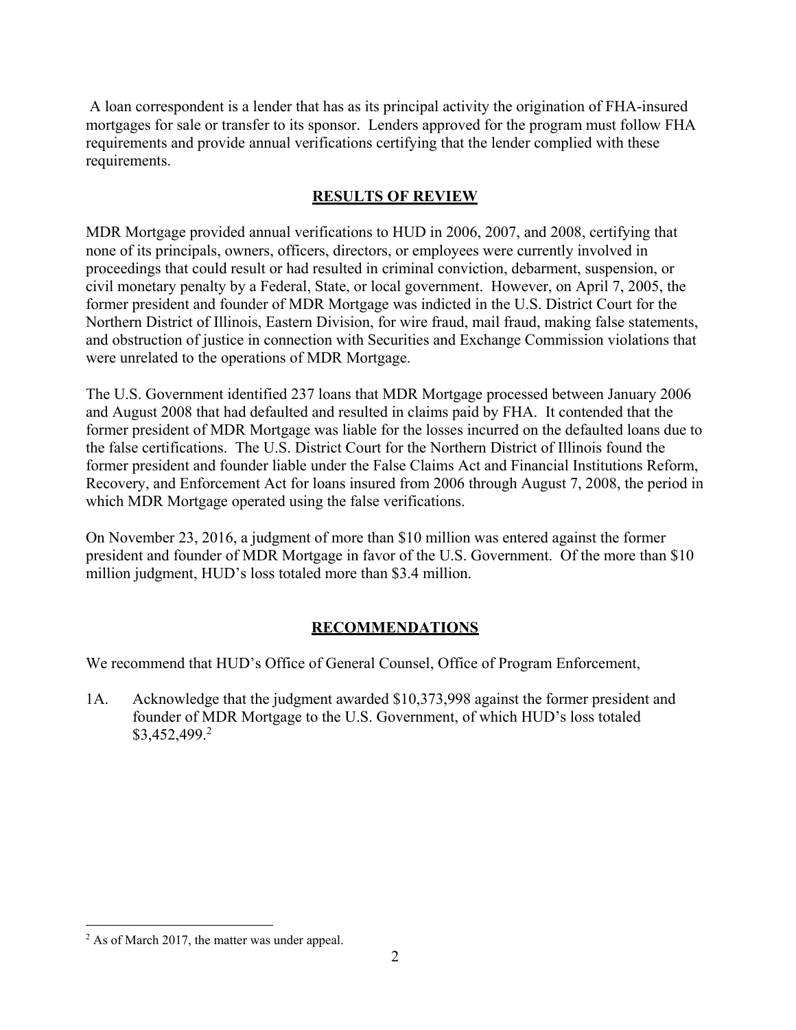A loan correspondent is a lender that has as its principal activity the origination of FHA-insured mortgages for sale or transfer to its sponsor. Lenders approved for the program must follow FHA requirements and provide annual verifications certifying that the lender complied with these requirements.

## RESULTS OF REVIEW

MDR Mortgage provided annual verifications to HUD in 2006, 2007, and 2008, certifying that none of its principals, owners, officers, directors, or employees were currently involved in proceedings that could result or had resulted in criminal conviction, debarment, suspension, or civil monetary penalty by a Federal, State, or local government. However, on April 7, 2005, the former president and founder of MDR Mortgage was indicted in the U.S. District Court for the Northern District of Illinois, Eastern Division, for wire fraud, mail fraud, making false statements, and obstruction of justice in connection with Securities and Exchange Commission violations that were unrelated to the operations of MDR Mortgage.

The U.S. Government identified 237 loans that MDR Mortgage processed between January 2006 and August 2008 that had defaulted and resulted in claims paid by FHA. It contended that the former president of MDR Mortgage was liable for the losses incurred on the defaulted loans due to the false certifications. The U.S. District Court for the Northern District of Illinois found the former president and founder liable under the False Claims Act and Financial Institutions Reform, Recovery, and Enforcement Act for loans insured from 2006 through August 7, 2008, the period in which MDR Mortgage operated using the false verifications.

On November 23, 2016, a judgment of more than $10 million was entered against the former president and founder of MDR Mortgage in favor of the U.S. Government. Of the more than $10 million judgment, HUD's loss totaled more than $3.4 million.

## RECOMMENDATIONS

We recommend that HUD's Office of General Counsel, Office of Program Enforcement,

1A. Acknowledge that the judgment awarded $10,373,998 against the former president and founder of MDR Mortgage to the U.S. Government, of which HUD's loss totaled $3,452,499.[2]

[2] As of March 2017, the matter was under appeal.